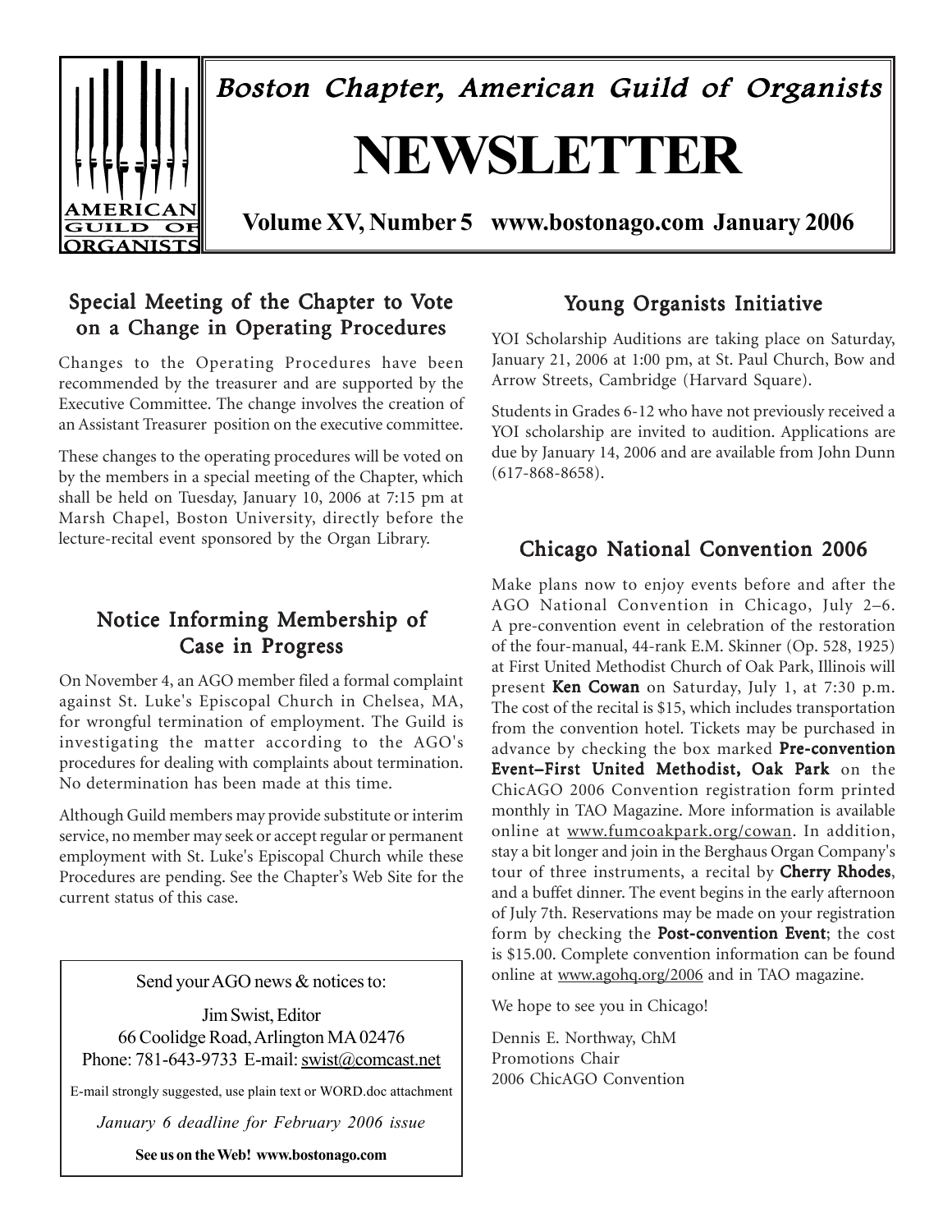# Boston Chapter, American Guild of Organists

# NEWSLETTER

**Volume XV, Number 5 www.bostonago.com January 2006**

## Special Meeting of the Chapter to Vote on a Change in Operating Procedures

Changes to the Operating Procedures have been recommended by the treasurer and are supported by the Executive Committee. The change involves the creation of an Assistant Treasurer position on the executive committee.

These changes to the operating procedures will be voted on by the members in a special meeting of the Chapter, which shall be held on Tuesday, January 10, 2006 at 7:15 pm at Marsh Chapel, Boston University, directly before the lecture-recital event sponsored by the Organ Library.

## Notice Informing Membership of Case in Progress

On November 4, an AGO member filed a formal complaint against St. Luke's Episcopal Church in Chelsea, MA, for wrongful termination of employment. The Guild is investigating the matter according to the AGO's procedures for dealing with complaints about termination. No determination has been made at this time.

Although Guild members may provide substitute or interim service, no member may seek or accept regular or permanent employment with St. Luke's Episcopal Church while these Procedures are pending. See the Chapter's Web Site for the current status of this case.

> Send your AGO news & notices to:
>
> Jim Swist, Editor
> 66 Coolidge Road, Arlington MA 02476
> Phone: 781-643-9733 E-mail: swist@comcast.net
>
> E-mail strongly suggested, use plain text or WORD.doc attachment
>
> *January 6 deadline for February 2006 issue*
>
> **See us on the Web! www.bostonago.com**

## Young Organists Initiative

YOI Scholarship Auditions are taking place on Saturday, January 21, 2006 at 1:00 pm, at St. Paul Church, Bow and Arrow Streets, Cambridge (Harvard Square).

Students in Grades 6-12 who have not previously received a YOI scholarship are invited to audition. Applications are due by January 14, 2006 and are available from John Dunn (617-868-8658).

## Chicago National Convention 2006

Make plans now to enjoy events before and after the AGO National Convention in Chicago, July 2–6. A pre-convention event in celebration of the restoration of the four-manual, 44-rank E.M. Skinner (Op. 528, 1925) at First United Methodist Church of Oak Park, Illinois will present **Ken Cowan** on Saturday, July 1, at 7:30 p.m. The cost of the recital is $15, which includes transportation from the convention hotel. Tickets may be purchased in advance by checking the box marked **Pre-convention Event–First United Methodist, Oak Park** on the ChicAGO 2006 Convention registration form printed monthly in TAO Magazine. More information is available online at www.fumcoakpark.org/cowan. In addition, stay a bit longer and join in the Berghaus Organ Company's tour of three instruments, a recital by **Cherry Rhodes**, and a buffet dinner. The event begins in the early afternoon of July 7th. Reservations may be made on your registration form by checking the **Post-convention Event**; the cost is $15.00. Complete convention information can be found online at www.agohq.org/2006 and in TAO magazine.

We hope to see you in Chicago!

Dennis E. Northway, ChM
Promotions Chair
2006 ChicAGO Convention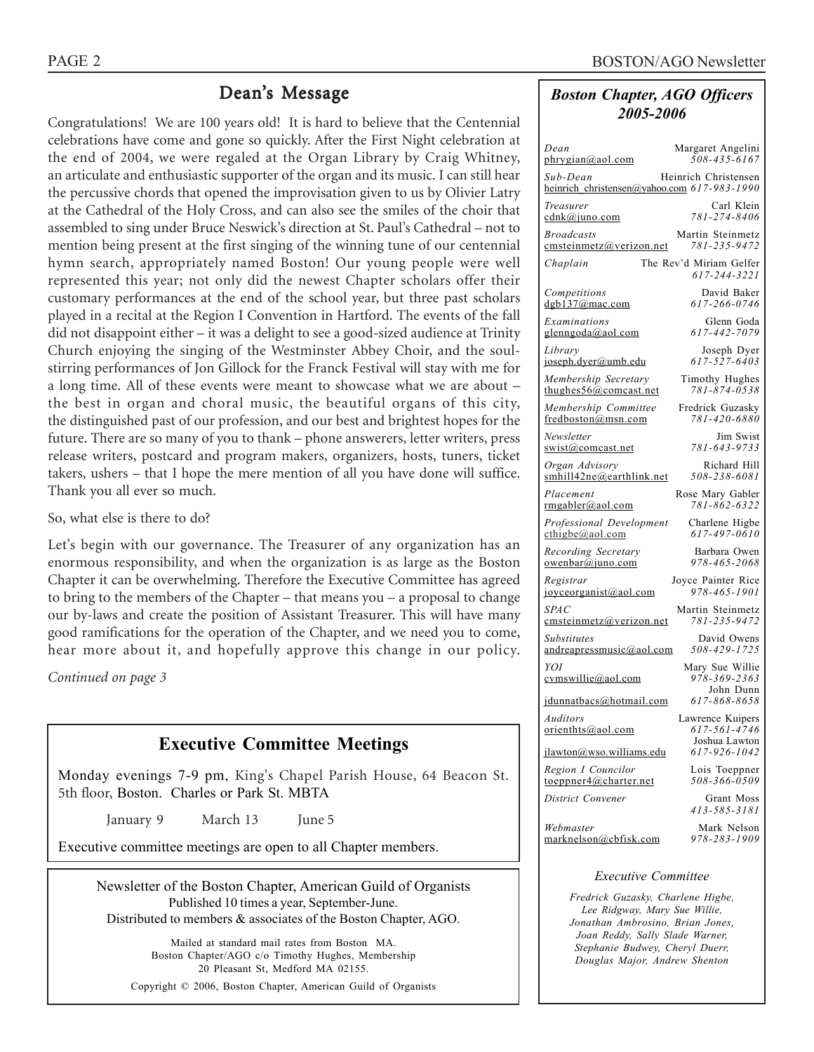## Dean's Message

Congratulations! We are 100 years old! It is hard to believe that the Centennial celebrations have come and gone so quickly. After the First Night celebration at the end of 2004, we were regaled at the Organ Library by Craig Whitney, an articulate and enthusiastic supporter of the organ and its music. I can still hear the percussive chords that opened the improvisation given to us by Olivier Latry at the Cathedral of the Holy Cross, and can also see the smiles of the choir that assembled to sing under Bruce Neswick's direction at St. Paul's Cathedral – not to mention being present at the first singing of the winning tune of our centennial hymn search, appropriately named Boston! Our young people were well represented this year; not only did the newest Chapter scholars offer their customary performances at the end of the school year, but three past scholars played in a recital at the Region I Convention in Hartford. The events of the fall did not disappoint either – it was a delight to see a good-sized audience at Trinity Church enjoying the singing of the Westminster Abbey Choir, and the soul-stirring performances of Jon Gillock for the Franck Festival will stay with me for a long time. All of these events were meant to showcase what we are about – the best in organ and choral music, the beautiful organs of this city, the distinguished past of our profession, and our best and brightest hopes for the future. There are so many of you to thank – phone answerers, letter writers, press release writers, postcard and program makers, organizers, hosts, tuners, ticket takers, ushers – that I hope the mere mention of all you have done will suffice. Thank you all ever so much.

So, what else is there to do?

Let's begin with our governance. The Treasurer of any organization has an enormous responsibility, and when the organization is as large as the Boston Chapter it can be overwhelming. Therefore the Executive Committee has agreed to bring to the members of the Chapter – that means you – a proposal to change our by-laws and create the position of Assistant Treasurer. This will have many good ramifications for the operation of the Chapter, and we need you to come, hear more about it, and hopefully approve this change in our policy.

*Continued on page 3*

## Executive Committee Meetings

Monday evenings 7-9 pm, King's Chapel Parish House, 64 Beacon St. 5th floor, Boston. Charles or Park St. MBTA

January 9 March 13 June 5

Executive committee meetings are open to all Chapter members.

Newsletter of the Boston Chapter, American Guild of Organists
Published 10 times a year, September-June.
Distributed to members & associates of the Boston Chapter, AGO.

Mailed at standard mail rates from Boston MA.
Boston Chapter/AGO c/o Timothy Hughes, Membership
20 Pleasant St, Medford MA 02155.

Copyright © 2006, Boston Chapter, American Guild of Organists

## *Boston Chapter, AGO Officers 2005-2006*

| Position | Name | Email | Phone |
|---|---|---|---|
| Dean | Margaret Angelini | phrygian@aol.com | 508-435-6167 |
| Sub-Dean | Heinrich Christensen | heinrich_christensen@yahoo.com | 617-983-1990 |
| Treasurer | Carl Klein | cdnk@juno.com | 781-274-8406 |
| Broadcasts | Martin Steinmetz | cmsteinmetz@verizon.net | 781-235-9472 |
| Chaplain | The Rev'd Miriam Gelfer | | 617-244-3221 |
| Competitions | David Baker | dgb137@mac.com | 617-266-0746 |
| Examinations | Glenn Goda | glenngoda@aol.com | 617-442-7079 |
| Library | Joseph Dyer | joseph.dyer@umb.edu | 617-527-6403 |
| Membership Secretary | Timothy Hughes | thughes56@comcast.net | 781-874-0538 |
| Membership Committee | Fredrick Guzasky | fredboston@msn.com | 781-420-6880 |
| Newsletter | Jim Swist | swist@comcast.net | 781-643-9733 |
| Organ Advisory | Richard Hill | smhill42ne@earthlink.net | 508-238-6081 |
| Placement | Rose Mary Gabler | rmgabler@aol.com | 781-862-6322 |
| Professional Development | Charlene Higbe | cthigbe@aol.com | 617-497-0610 |
| Recording Secretary | Barbara Owen | owenbar@juno.com | 978-465-2068 |
| Registrar | Joyce Painter Rice | joyceorganist@aol.com | 978-465-1901 |
| SPAC | Martin Steinmetz | cmsteinmetz@verizon.net | 781-235-9472 |
| Substitutes | David Owens | andreapressmusic@aol.com | 508-429-1725 |
| YOI | Mary Sue Willie | cvmswillie@aol.com | 978-369-2363 |
| | John Dunn | jdunnatbacs@hotmail.com | 617-868-8658 |
| Auditors | Lawrence Kuipers | orienthts@aol.com | 617-561-4746 |
| | Joshua Lawton | jlawton@wso.williams.edu | 617-926-1042 |
| Region I Councilor | Lois Toeppner | toeppner4@charter.net | 508-366-0509 |
| District Convener | Grant Moss | | 413-585-3181 |
| Webmaster | Mark Nelson | marknelson@cbfisk.com | 978-283-1909 |

### *Executive Committee*

*Fredrick Guzasky, Charlene Higbe, Lee Ridgway, Mary Sue Willie, Jonathan Ambrosino, Brian Jones, Joan Reddy, Sally Slade Warner, Stephanie Budwey, Cheryl Duerr, Douglas Major, Andrew Shenton*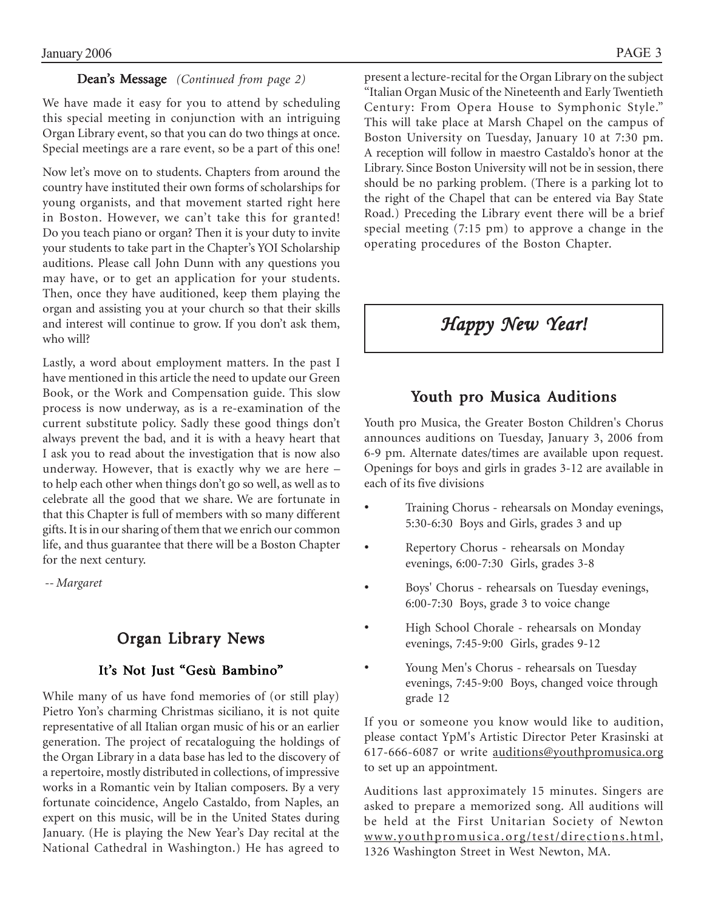## Dean's Message *(Continued from page 2)*

We have made it easy for you to attend by scheduling this special meeting in conjunction with an intriguing Organ Library event, so that you can do two things at once. Special meetings are a rare event, so be a part of this one!

Now let's move on to students. Chapters from around the country have instituted their own forms of scholarships for young organists, and that movement started right here in Boston. However, we can't take this for granted! Do you teach piano or organ? Then it is your duty to invite your students to take part in the Chapter's YOI Scholarship auditions. Please call John Dunn with any questions you may have, or to get an application for your students. Then, once they have auditioned, keep them playing the organ and assisting you at your church so that their skills and interest will continue to grow. If you don't ask them, who will?

Lastly, a word about employment matters. In the past I have mentioned in this article the need to update our Green Book, or the Work and Compensation guide. This slow process is now underway, as is a re-examination of the current substitute policy. Sadly these good things don't always prevent the bad, and it is with a heavy heart that I ask you to read about the investigation that is now also underway. However, that is exactly why we are here – to help each other when things don't go so well, as well as to celebrate all the good that we share. We are fortunate in that this Chapter is full of members with so many different gifts. It is in our sharing of them that we enrich our common life, and thus guarantee that there will be a Boston Chapter for the next century.

*-- Margaret*

## Organ Library News

### It's Not Just "Gesù Bambino"

While many of us have fond memories of (or still play) Pietro Yon's charming Christmas siciliano, it is not quite representative of all Italian organ music of his or an earlier generation. The project of recataloguing the holdings of the Organ Library in a data base has led to the discovery of a repertoire, mostly distributed in collections, of impressive works in a Romantic vein by Italian composers. By a very fortunate coincidence, Angelo Castaldo, from Naples, an expert on this music, will be in the United States during January. (He is playing the New Year's Day recital at the National Cathedral in Washington.) He has agreed to present a lecture-recital for the Organ Library on the subject "Italian Organ Music of the Nineteenth and Early Twentieth Century: From Opera House to Symphonic Style." This will take place at Marsh Chapel on the campus of Boston University on Tuesday, January 10 at 7:30 pm. A reception will follow in maestro Castaldo's honor at the Library. Since Boston University will not be in session, there should be no parking problem. (There is a parking lot to the right of the Chapel that can be entered via Bay State Road.) Preceding the Library event there will be a brief special meeting (7:15 pm) to approve a change in the operating procedures of the Boston Chapter.

*Happy New Year!*

## Youth pro Musica Auditions

Youth pro Musica, the Greater Boston Children's Chorus announces auditions on Tuesday, January 3, 2006 from 6-9 pm. Alternate dates/times are available upon request. Openings for boys and girls in grades 3-12 are available in each of its five divisions

- Training Chorus - rehearsals on Monday evenings, 5:30-6:30 Boys and Girls, grades 3 and up
- Repertory Chorus - rehearsals on Monday evenings, 6:00-7:30 Girls, grades 3-8
- Boys' Chorus - rehearsals on Tuesday evenings, 6:00-7:30 Boys, grade 3 to voice change
- High School Chorale - rehearsals on Monday evenings, 7:45-9:00 Girls, grades 9-12
- Young Men's Chorus - rehearsals on Tuesday evenings, 7:45-9:00 Boys, changed voice through grade 12

If you or someone you know would like to audition, please contact YpM's Artistic Director Peter Krasinski at 617-666-6087 or write auditions@youthpromusica.org to set up an appointment.

Auditions last approximately 15 minutes. Singers are asked to prepare a memorized song. All auditions will be held at the First Unitarian Society of Newton www.youthpromusica.org/test/directions.html, 1326 Washington Street in West Newton, MA.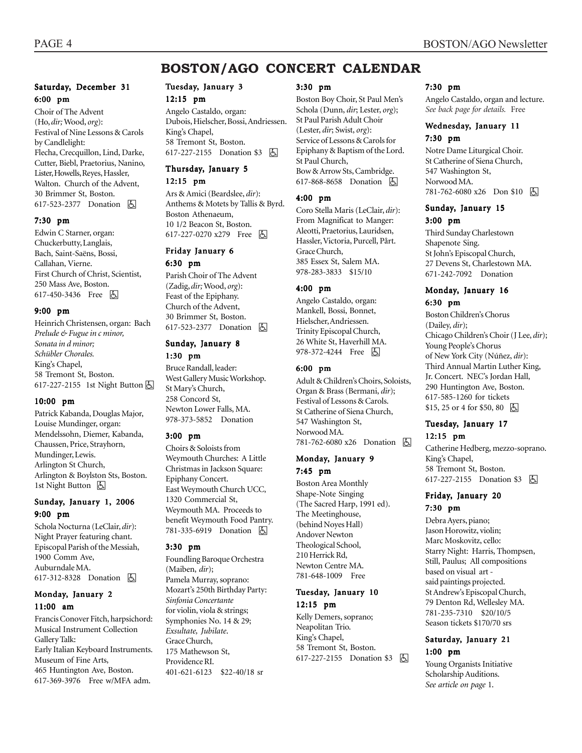# BOSTON/AGO CONCERT CALENDAR

### Saturday, December 31

**6:00 pm**

Choir of The Advent (Ho, *dir;* Wood, *org*): Festival of Nine Lessons & Carols by Candlelight: Flecha, Crecquillon, Lind, Darke, Cutter, Biebl, Praetorius, Nanino, Lister, Howells, Reyes, Hassler, Walton. Church of the Advent, 30 Brimmer St, Boston. 617-523-2377 Donation ♿

**7:30 pm**

Edwin C Starner, organ: Chuckerbutty, Langlais, Bach, Saint-Saëns, Bossi, Callahan, Vierne. First Church of Christ, Scientist, 250 Mass Ave, Boston. 617-450-3436 Free ♿

**9:00 pm**

Heinrich Christensen, organ: Bach *Prelude & Fugue in c minor, Sonata in d minor; Schübler Chorales.* King's Chapel, 58 Tremont St, Boston. 617-227-2155 1st Night Button ♿

**10:00 pm**

Patrick Kabanda, Douglas Major, Louise Mundinger, organ: Mendelssohn, Diemer, Kabanda, Chaussen, Price, Strayhorn, Mundinger, Lewis. Arlington St Church, Arlington & Boylston Sts, Boston. 1st Night Button ♿

### Sunday, January 1, 2006

**9:00 pm**

Schola Nocturna (LeClair, *dir*): Night Prayer featuring chant. Episcopal Parish of the Messiah, 1900 Comm Ave, Auburndale MA. 617-312-8328 Donation ♿

### Monday, January 2

**11:00 am**

Francis Conover Fitch, harpsichord: Musical Instrument Collection Gallery Talk: Early Italian Keyboard Instruments. Museum of Fine Arts, 465 Huntington Ave, Boston. 617-369-3976 Free w/MFA adm.

### Tuesday, January 3

**12:15 pm**

Angelo Castaldo, organ: Dubois, Hielscher, Bossi, Andriessen. King's Chapel, 58 Tremont St, Boston. 617-227-2155 Donation $3 ♿

### Thursday, January 5

**12:15 pm**

Ars & Amici (Beardslee, *dir*): Anthems & Motets by Tallis & Byrd. Boston Athenaeum, 10 1/2 Beacon St, Boston. 617-227-0270 x279 Free ♿

### Friday January 6

**6:30 pm**

Parish Choir of The Advent (Zadig, *dir;* Wood, *org*): Feast of the Epiphany. Church of the Advent, 30 Brimmer St, Boston. 617-523-2377 Donation ♿

### Sunday, January 8

**1:30 pm**

Bruce Randall, leader: West Gallery Music Workshop. St Mary's Church, 258 Concord St, Newton Lower Falls, MA. 978-373-5852 Donation

**3:00 pm**

Choirs & Soloists from Weymouth Churches: A Little Christmas in Jackson Square: Epiphany Concert. East Weymouth Church UCC, 1320 Commercial St, Weymouth MA. Proceeds to benefit Weymouth Food Pantry. 781-335-6919 Donation ♿

**3:30 pm**

Foundling Baroque Orchestra (Maiben, *dir*); Pamela Murray, soprano: Mozart's 250th Birthday Party: *Sinfonia Concertante* for violin, viola & strings; Symphonies No. 14 & 29; *Exsultate, Jubilate*. Grace Church, 175 Mathewson St, Providence RI. 401-621-6123 $22-40/18 sr

**3:30 pm**

Boston Boy Choir, St Paul Men's Schola (Dunn, *dir*; Lester, *org*); St Paul Parish Adult Choir (Lester, *dir*; Swist, *org*): Service of Lessons & Carols for Epiphany & Baptism of the Lord. St Paul Church, Bow & Arrow Sts, Cambridge. 617-868-8658 Donation ♿

**4:00 pm**

Coro Stella Maris (LeClair, *dir*): From Magnificat to Manger: Aleotti, Praetorius, Lauridsen, Hassler, Victoria, Purcell, Pårt. Grace Church, 385 Essex St, Salem MA. 978-283-3833 $15/10

**4:00 pm**

Angelo Castaldo, organ: Mankell, Bossi, Bonnet, Hielscher, Andriessen. Trinity Episcopal Church, 26 White St, Haverhill MA. 978-372-4244 Free ♿

**6:00 pm**

Adult & Children's Choirs, Soloists, Organ & Brass (Bermani, *dir*); Festival of Lessons & Carols. St Catherine of Siena Church, 547 Washington St, Norwood MA. 781-762-6080 x26 Donation ♿

### Monday, January 9

**7:45 pm**

Boston Area Monthly Shape-Note Singing (The Sacred Harp, 1991 ed). The Meetinghouse, (behind Noyes Hall) Andover Newton Theological School, 210 Herrick Rd, Newton Centre MA. 781-648-1009 Free

### Tuesday, January 10

**12:15 pm**

Kelly Demers, soprano; Neapolitan Trio. King's Chapel, 58 Tremont St, Boston. 617-227-2155 Donation $3 ♿

**7:30 pm**

Angelo Castaldo, organ and lecture. *See back page for details.* Free

### Wednesday, January 11

**7:30 pm**

Notre Dame Liturgical Choir. St Catherine of Siena Church, 547 Washington St, Norwood MA. 781-762-6080 x26 Don $10 ♿

### Sunday, January 15

**3:00 pm**

Third Sunday Charlestown Shapenote Sing. St John's Episcopal Church, 27 Devens St, Charlestown MA. 671-242-7092 Donation

### Monday, January 16

**6:30 pm**

Boston Children's Chorus (Dailey, *dir*); Chicago Children's Choir (J Lee, *dir*); Young People's Chorus of New York City (Núñez, *dir*): Third Annual Martin Luther King, Jr. Concert. NEC's Jordan Hall, 290 Huntington Ave, Boston. 617-585-1260 for tickets $15, 25 or 4 for $50, 80 ♿

### Tuesday, January 17

**12:15 pm**

Catherine Hedberg, mezzo-soprano. King's Chapel, 58 Tremont St, Boston. 617-227-2155 Donation $3 ♿

### Friday, January 20

**7:30 pm**

Debra Ayers, piano; Jason Horowitz, violin; Marc Moskovitz, cello: Starry Night: Harris, Thompsen, Still, Paulus; All compositions based on visual art - said paintings projected. St Andrew's Episcopal Church, 79 Denton Rd, Wellesley MA. 781-235-7310 $20/10/5 Season tickets $170/70 srs

### Saturday, January 21

**1:00 pm**

Young Organists Initiative Scholarship Auditions. *See article on page* 1.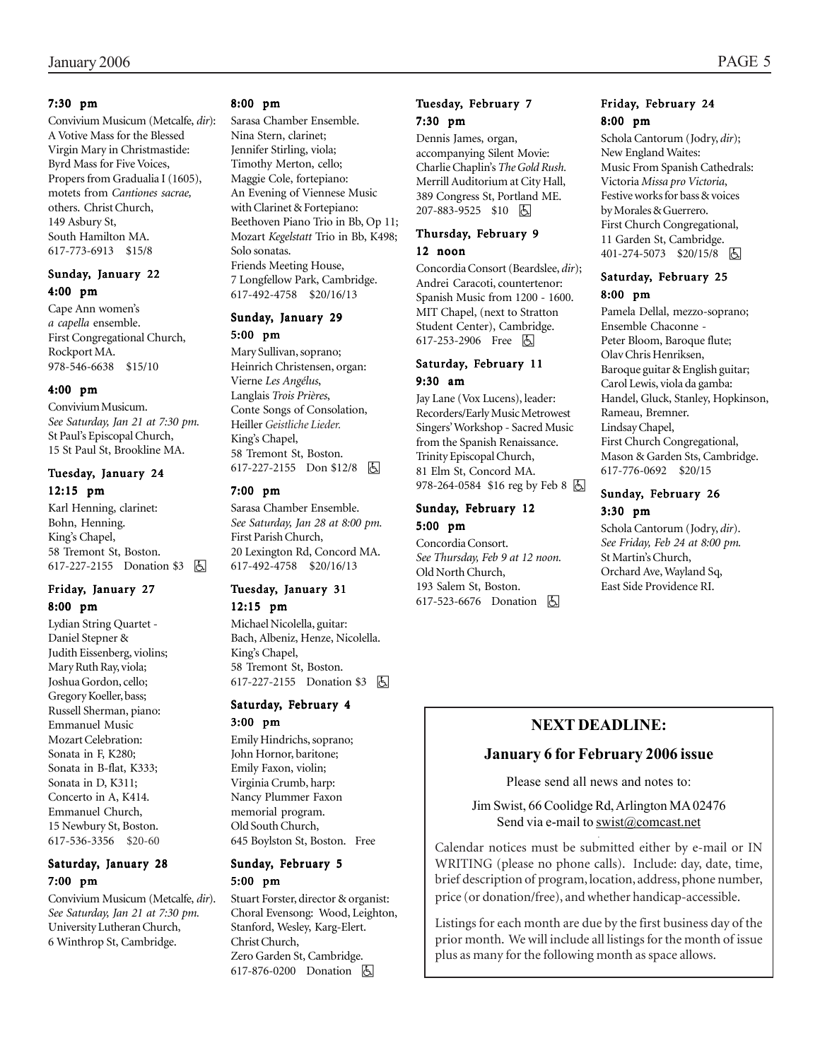**7:30 pm**

Convivium Musicum (Metcalfe, *dir*): A Votive Mass for the Blessed Virgin Mary in Christmastide: Byrd Mass for Five Voices, Propers from Gradualia I (1605), motets from *Cantiones sacrae,* others. Christ Church, 149 Asbury St, South Hamilton MA. 617-773-6913 $15/8

**Sunday, January 22**

**4:00 pm**

Cape Ann women's *a capella* ensemble. First Congregational Church, Rockport MA. 978-546-6638 $15/10

**4:00 pm**

Convivium Musicum. *See Saturday, Jan 21 at 7:30 pm.* St Paul's Episcopal Church, 15 St Paul St, Brookline MA.

**Tuesday, January 24**

**12:15 pm**

Karl Henning, clarinet: Bohn, Henning. King's Chapel, 58 Tremont St, Boston. 617-227-2155 Donation $3 ♿

**Friday, January 27**

**8:00 pm**

Lydian String Quartet - Daniel Stepner & Judith Eissenberg, violins; Mary Ruth Ray, viola; Joshua Gordon, cello; Gregory Koeller, bass; Russell Sherman, piano: Emmanuel Music Mozart Celebration: Sonata in F, K280; Sonata in B-flat, K333; Sonata in D, K311; Concerto in A, K414. Emmanuel Church, 15 Newbury St, Boston. 617-536-3356 $20-60

**Saturday, January 28**

**7:00 pm**

Convivium Musicum (Metcalfe, *dir*). *See Saturday, Jan 21 at 7:30 pm.* University Lutheran Church, 6 Winthrop St, Cambridge.

**8:00 pm**

Sarasa Chamber Ensemble. Nina Stern, clarinet; Jennifer Stirling, viola; Timothy Merton, cello; Maggie Cole, fortepiano: An Evening of Viennese Music with Clarinet & Fortepiano: Beethoven Piano Trio in Bb, Op 11; Mozart *Kegelstatt* Trio in Bb, K498; Solo sonatas. Friends Meeting House, 7 Longfellow Park, Cambridge. 617-492-4758 $20/16/13

**Sunday, January 29**

**5:00 pm**

Mary Sullivan, soprano; Heinrich Christensen, organ: Vierne *Les Angélus*, Langlais *Trois Prières*, Conte Songs of Consolation, Heiller *Geistliche Lieder.* King's Chapel, 58 Tremont St, Boston. 617-227-2155 Don $12/8 ♿

**7:00 pm**

Sarasa Chamber Ensemble. *See Saturday, Jan 28 at 8:00 pm.* First Parish Church, 20 Lexington Rd, Concord MA. 617-492-4758 $20/16/13

**Tuesday, January 31**

**12:15 pm**

Michael Nicolella, guitar: Bach, Albeniz, Henze, Nicolella. King's Chapel, 58 Tremont St, Boston. 617-227-2155 Donation $3 ♿

**Saturday, February 4**

**3:00 pm**

Emily Hindrichs, soprano; John Hornor, baritone; Emily Faxon, violin; Virginia Crumb, harp: Nancy Plummer Faxon memorial program. Old South Church, 645 Boylston St, Boston. Free

**Sunday, February 5**

**5:00 pm**

Stuart Forster, director & organist: Choral Evensong: Wood, Leighton, Stanford, Wesley, Karg-Elert. Christ Church, Zero Garden St, Cambridge. 617-876-0200 Donation ♿

**Tuesday, February 7**

**7:30 pm**

Dennis James, organ, accompanying Silent Movie: Charlie Chaplin's *The Gold Rush.* Merrill Auditorium at City Hall, 389 Congress St, Portland ME. 207-883-9525 $10 ♿

**Thursday, February 9**

**12 noon**

Concordia Consort (Beardslee, *dir*); Andrei Caracoti, countertenor: Spanish Music from 1200 - 1600. MIT Chapel, (next to Stratton Student Center), Cambridge. 617-253-2906 Free ♿

**Saturday, February 11**

**9:30 am**

Jay Lane (Vox Lucens), leader: Recorders/Early Music Metrowest Singers' Workshop - Sacred Music from the Spanish Renaissance. Trinity Episcopal Church, 81 Elm St, Concord MA. 978-264-0584 $16 reg by Feb 8 ♿

**Sunday, February 12**

**5:00 pm**

Concordia Consort. *See Thursday, Feb 9 at 12 noon.* Old North Church, 193 Salem St, Boston. 617-523-6676 Donation ♿

**Friday, February 24**

**8:00 pm**

Schola Cantorum (Jodry, *dir*); New England Waites: Music From Spanish Cathedrals: Victoria *Missa pro Victoria*, Festive works for bass & voices by Morales & Guerrero. First Church Congregational, 11 Garden St, Cambridge. 401-274-5073 $20/15/8 ♿

**Saturday, February 25**

**8:00 pm**

Pamela Dellal, mezzo-soprano; Ensemble Chaconne - Peter Bloom, Baroque flute; Olav Chris Henriksen, Baroque guitar & English guitar; Carol Lewis, viola da gamba: Handel, Gluck, Stanley, Hopkinson, Rameau, Bremner. Lindsay Chapel, First Church Congregational, Mason & Garden Sts, Cambridge. 617-776-0692 $20/15

**Sunday, February 26**

**3:30 pm**

Schola Cantorum (Jodry, *dir*). *See Friday, Feb 24 at 8:00 pm.* St Martin's Church, Orchard Ave, Wayland Sq, East Side Providence RI.

## NEXT DEADLINE:

### January 6 for February 2006 issue

Please send all news and notes to:

Jim Swist, 66 Coolidge Rd, Arlington MA 02476
Send via e-mail to swist@comcast.net

Calendar notices must be submitted either by e-mail or IN WRITING (please no phone calls). Include: day, date, time, brief description of program, location, address, phone number, price (or donation/free), and whether handicap-accessible.

Listings for each month are due by the first business day of the prior month. We will include all listings for the month of issue plus as many for the following month as space allows.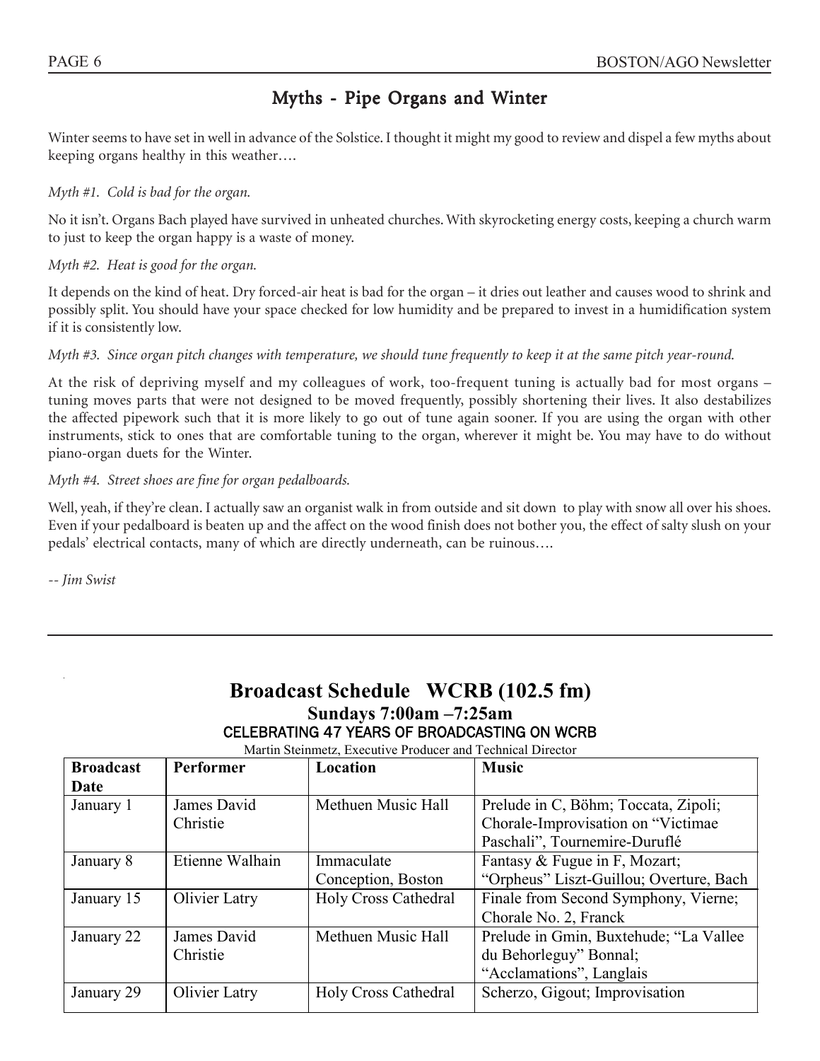## Myths - Pipe Organs and Winter

Winter seems to have set in well in advance of the Solstice. I thought it might my good to review and dispel a few myths about keeping organs healthy in this weather….

*Myth #1. Cold is bad for the organ.*

No it isn't. Organs Bach played have survived in unheated churches. With skyrocketing energy costs, keeping a church warm to just to keep the organ happy is a waste of money.

*Myth #2. Heat is good for the organ.*

It depends on the kind of heat. Dry forced-air heat is bad for the organ – it dries out leather and causes wood to shrink and possibly split. You should have your space checked for low humidity and be prepared to invest in a humidification system if it is consistently low.

*Myth #3. Since organ pitch changes with temperature, we should tune frequently to keep it at the same pitch year-round.*

At the risk of depriving myself and my colleagues of work, too-frequent tuning is actually bad for most organs – tuning moves parts that were not designed to be moved frequently, possibly shortening their lives. It also destabilizes the affected pipework such that it is more likely to go out of tune again sooner. If you are using the organ with other instruments, stick to ones that are comfortable tuning to the organ, wherever it might be. You may have to do without piano-organ duets for the Winter.

*Myth #4. Street shoes are fine for organ pedalboards.*

Well, yeah, if they're clean. I actually saw an organist walk in from outside and sit down to play with snow all over his shoes. Even if your pedalboard is beaten up and the affect on the wood finish does not bother you, the effect of salty slush on your pedals' electrical contacts, many of which are directly underneath, can be ruinous….

*-- Jim Swist*

---

## Broadcast Schedule WCRB (102.5 fm)

### Sundays 7:00am –7:25am

CELEBRATING 47 YEARS OF BROADCASTING ON WCRB

Martin Steinmetz, Executive Producer and Technical Director

| Broadcast Date | Performer | Location | Music |
|---|---|---|---|
| January 1 | James David Christie | Methuen Music Hall | Prelude in C, Böhm; Toccata, Zipoli; Chorale-Improvisation on "Victimae Paschali", Tournemire-Duruflé |
| January 8 | Etienne Walhain | Immaculate Conception, Boston | Fantasy & Fugue in F, Mozart; "Orpheus" Liszt-Guillou; Overture, Bach |
| January 15 | Olivier Latry | Holy Cross Cathedral | Finale from Second Symphony, Vierne; Chorale No. 2, Franck |
| January 22 | James David Christie | Methuen Music Hall | Prelude in Gmin, Buxtehude; "La Vallee du Behorleguy" Bonnal; "Acclamations", Langlais |
| January 29 | Olivier Latry | Holy Cross Cathedral | Scherzo, Gigout; Improvisation |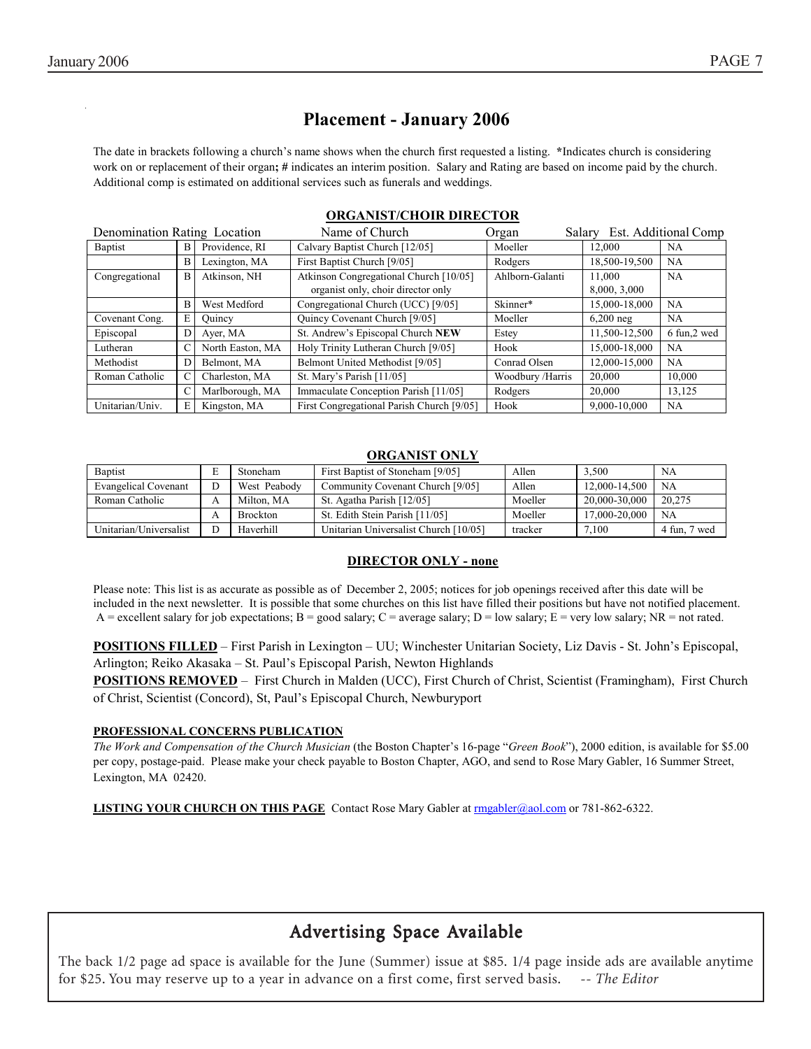# Placement - January 2006

The date in brackets following a church's name shows when the church first requested a listing. **\***Indicates church is considering work on or replacement of their organ**;** **#** indicates an interim position. Salary and Rating are based on income paid by the church. Additional comp is estimated on additional services such as funerals and weddings.

## ORGANIST/CHOIR DIRECTOR

| Denomination | Rating | Location | Name of Church | Organ | Salary | Est. Additional Comp |
|---|---|---|---|---|---|---|
| Baptist | B | Providence, RI | Calvary Baptist Church [12/05] | Moeller | 12,000 | NA |
| | B | Lexington, MA | First Baptist Church [9/05] | Rodgers | 18,500-19,500 | NA |
| Congregational | B | Atkinson, NH | Atkinson Congregational Church [10/05] organist only, choir director only | Ahlborn-Galanti | 11,000 8,000, 3,000 | NA |
| | B | West Medford | Congregational Church (UCC) [9/05] | Skinner* | 15,000-18,000 | NA |
| Covenant Cong. | E | Quincy | Quincy Covenant Church [9/05] | Moeller | 6,200 neg | NA |
| Episcopal | D | Ayer, MA | St. Andrew's Episcopal Church **NEW** | Estey | 11,500-12,500 | 6 fun,2 wed |
| Lutheran | C | North Easton, MA | Holy Trinity Lutheran Church [9/05] | Hook | 15,000-18,000 | NA |
| Methodist | D | Belmont, MA | Belmont United Methodist [9/05] | Conrad Olsen | 12,000-15,000 | NA |
| Roman Catholic | C | Charleston, MA | St. Mary's Parish [11/05] | Woodbury /Harris | 20,000 | 10,000 |
| | C | Marlborough, MA | Immaculate Conception Parish [11/05] | Rodgers | 20,000 | 13,125 |
| Unitarian/Univ. | E | Kingston, MA | First Congregational Parish Church [9/05] | Hook | 9,000-10,000 | NA |

## ORGANIST ONLY

| Denomination | Rating | Location | Name of Church | Organ | Salary | Est. Additional Comp |
|---|---|---|---|---|---|---|
| Baptist | E | Stoneham | First Baptist of Stoneham [9/05] | Allen | 3,500 | NA |
| Evangelical Covenant | D | West Peabody | Community Covenant Church [9/05] | Allen | 12,000-14,500 | NA |
| Roman Catholic | A | Milton, MA | St. Agatha Parish [12/05] | Moeller | 20,000-30,000 | 20,275 |
| | A | Brockton | St. Edith Stein Parish [11/05] | Moeller | 17,000-20,000 | NA |
| Unitarian/Universalist | D | Haverhill | Unitarian Universalist Church [10/05] | tracker | 7,100 | 4 fun, 7 wed |

## DIRECTOR ONLY - none

Please note: This list is as accurate as possible as of December 2, 2005; notices for job openings received after this date will be included in the next newsletter. It is possible that some churches on this list have filled their positions but have not notified placement. A = excellent salary for job expectations; B = good salary; C = average salary; D = low salary; E = very low salary; NR = not rated.

**POSITIONS FILLED** – First Parish in Lexington – UU; Winchester Unitarian Society, Liz Davis - St. John's Episcopal, Arlington; Reiko Akasaka – St. Paul's Episcopal Parish, Newton Highlands

**POSITIONS REMOVED** – First Church in Malden (UCC), First Church of Christ, Scientist (Framingham), First Church of Christ, Scientist (Concord), St, Paul's Episcopal Church, Newburyport

### PROFESSIONAL CONCERNS PUBLICATION

*The Work and Compensation of the Church Musician* (the Boston Chapter's 16-page "*Green Book*"), 2000 edition, is available for $5.00 per copy, postage-paid. Please make your check payable to Boston Chapter, AGO, and send to Rose Mary Gabler, 16 Summer Street, Lexington, MA 02420.

**LISTING YOUR CHURCH ON THIS PAGE** Contact Rose Mary Gabler at rmgabler@aol.com or 781-862-6322.

## Advertising Space Available

The back 1/2 page ad space is available for the June (Summer) issue at $85. 1/4 page inside ads are available anytime for $25. You may reserve up to a year in advance on a first come, first served basis. -- *The Editor*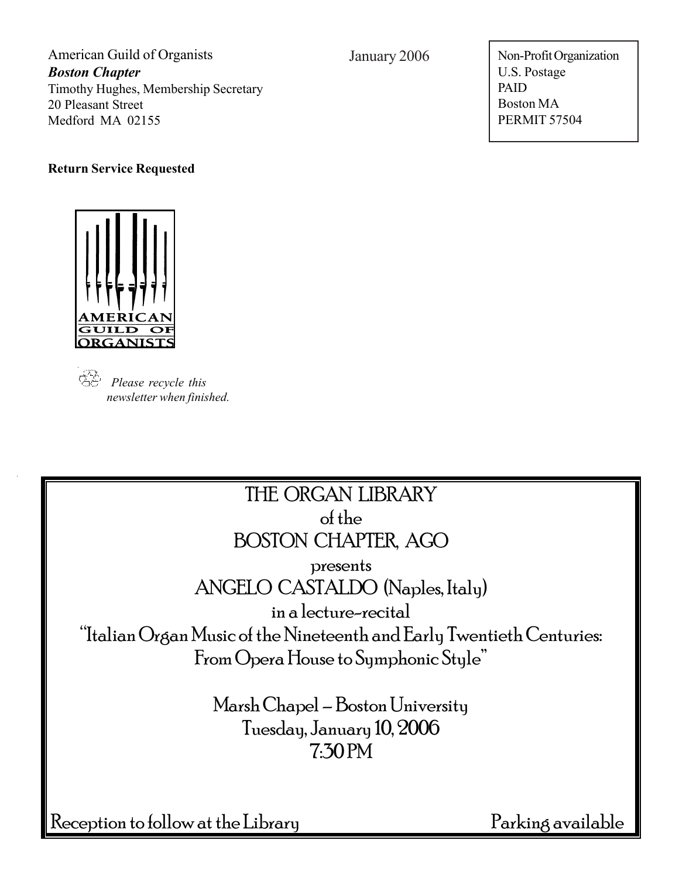American Guild of Organists
***Boston Chapter***
Timothy Hughes, Membership Secretary
20 Pleasant Street
Medford MA 02155

January 2006

Non-Profit Organization
U.S. Postage
PAID
Boston MA
PERMIT 57504

**Return Service Requested**

AMERICAN GUILD OF ORGANISTS

*Please recycle this newsletter when finished.*

# THE ORGAN LIBRARY
of the
# BOSTON CHAPTER, AGO
presents
## ANGELO CASTALDO (Naples, Italy)
in a lecture-recital
"Italian Organ Music of the Nineteenth and Early Twentieth Centuries: From Opera House to Symphonic Style"

Marsh Chapel – Boston University
Tuesday, January 10, 2006
7:30 PM

Reception to follow at the Library

Parking available